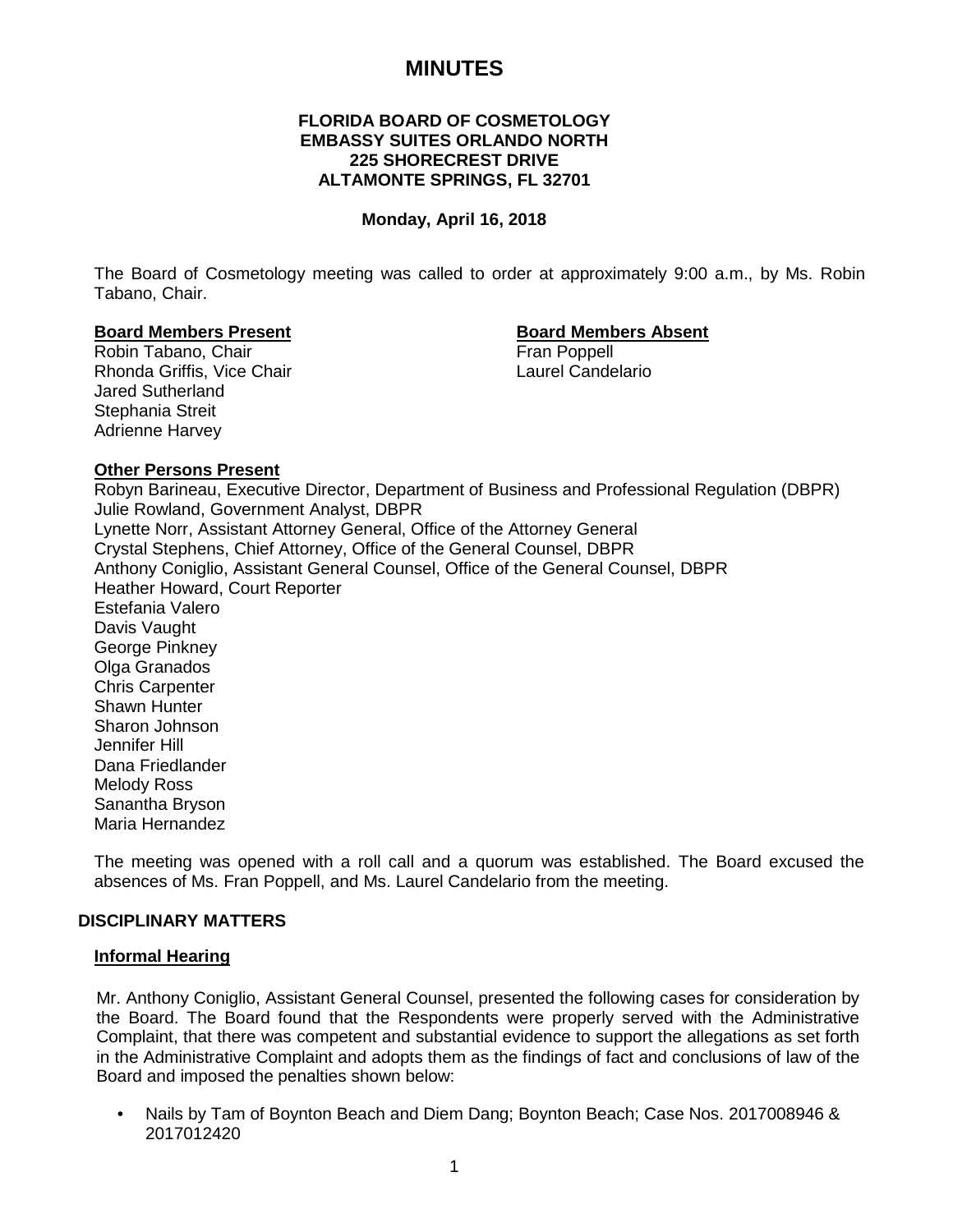# MINUTES

**FLORIDA BOARD OF COSMETOLOGY**
**EMBASSY SUITES ORLANDO NORTH**
**225 SHORECREST DRIVE**
**ALTAMONTE SPRINGS, FL 32701**

**Monday, April 16, 2018**

The Board of Cosmetology meeting was called to order at approximately 9:00 a.m., by Ms. Robin Tabano, Chair.

**Board Members Present**

Robin Tabano, Chair
Rhonda Griffis, Vice Chair
Jared Sutherland
Stephania Streit
Adrienne Harvey

**Board Members Absent**

Fran Poppell
Laurel Candelario

**Other Persons Present**

Robyn Barineau, Executive Director, Department of Business and Professional Regulation (DBPR)
Julie Rowland, Government Analyst, DBPR
Lynette Norr, Assistant Attorney General, Office of the Attorney General
Crystal Stephens, Chief Attorney, Office of the General Counsel, DBPR
Anthony Coniglio, Assistant General Counsel, Office of the General Counsel, DBPR
Heather Howard, Court Reporter
Estefania Valero
Davis Vaught
George Pinkney
Olga Granados
Chris Carpenter
Shawn Hunter
Sharon Johnson
Jennifer Hill
Dana Friedlander
Melody Ross
Sanantha Bryson
Maria Hernandez

The meeting was opened with a roll call and a quorum was established. The Board excused the absences of Ms. Fran Poppell, and Ms. Laurel Candelario from the meeting.

## DISCIPLINARY MATTERS

### Informal Hearing

Mr. Anthony Coniglio, Assistant General Counsel, presented the following cases for consideration by the Board. The Board found that the Respondents were properly served with the Administrative Complaint, that there was competent and substantial evidence to support the allegations as set forth in the Administrative Complaint and adopts them as the findings of fact and conclusions of law of the Board and imposed the penalties shown below:

- Nails by Tam of Boynton Beach and Diem Dang; Boynton Beach; Case Nos. 2017008946 & 2017012420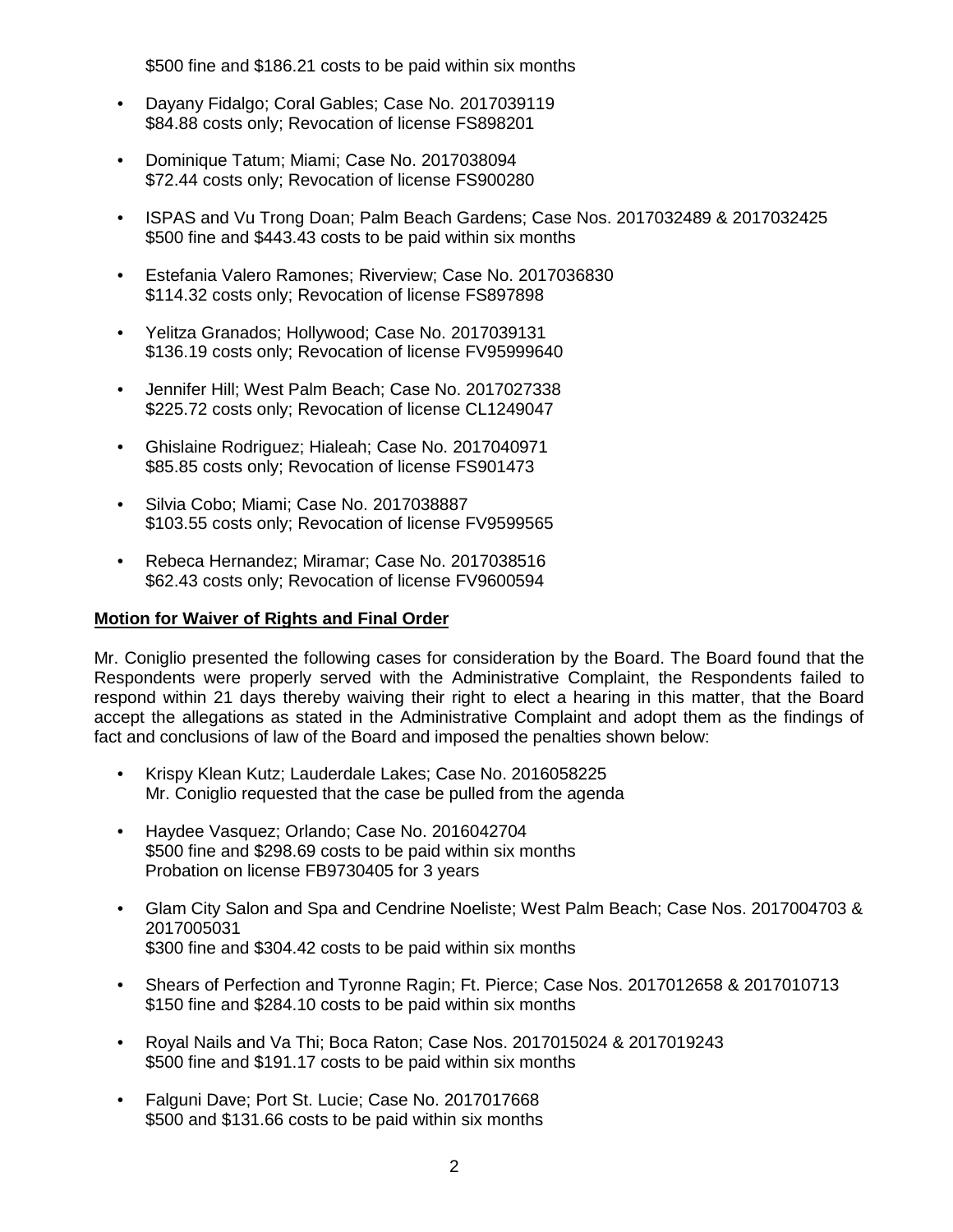$500 fine and $186.21 costs to be paid within six months

- Dayany Fidalgo; Coral Gables; Case No. 2017039119
  $84.88 costs only; Revocation of license FS898201

- Dominique Tatum; Miami; Case No. 2017038094
  $72.44 costs only; Revocation of license FS900280

- ISPAS and Vu Trong Doan; Palm Beach Gardens; Case Nos. 2017032489 & 2017032425
  $500 fine and $443.43 costs to be paid within six months

- Estefania Valero Ramones; Riverview; Case No. 2017036830
  $114.32 costs only; Revocation of license FS897898

- Yelitza Granados; Hollywood; Case No. 2017039131
  $136.19 costs only; Revocation of license FV95999640

- Jennifer Hill; West Palm Beach; Case No. 2017027338
  $225.72 costs only; Revocation of license CL1249047

- Ghislaine Rodriguez; Hialeah; Case No. 2017040971
  $85.85 costs only; Revocation of license FS901473

- Silvia Cobo; Miami; Case No. 2017038887
  $103.55 costs only; Revocation of license FV9599565

- Rebeca Hernandez; Miramar; Case No. 2017038516
  $62.43 costs only; Revocation of license FV9600594

**Motion for Waiver of Rights and Final Order**

Mr. Coniglio presented the following cases for consideration by the Board. The Board found that the Respondents were properly served with the Administrative Complaint, the Respondents failed to respond within 21 days thereby waiving their right to elect a hearing in this matter, that the Board accept the allegations as stated in the Administrative Complaint and adopt them as the findings of fact and conclusions of law of the Board and imposed the penalties shown below:

- Krispy Klean Kutz; Lauderdale Lakes; Case No. 2016058225
  Mr. Coniglio requested that the case be pulled from the agenda

- Haydee Vasquez; Orlando; Case No. 2016042704
  $500 fine and $298.69 costs to be paid within six months
  Probation on license FB9730405 for 3 years

- Glam City Salon and Spa and Cendrine Noeliste; West Palm Beach; Case Nos. 2017004703 & 2017005031
  $300 fine and $304.42 costs to be paid within six months

- Shears of Perfection and Tyronne Ragin; Ft. Pierce; Case Nos. 2017012658 & 2017010713
  $150 fine and $284.10 costs to be paid within six months

- Royal Nails and Va Thi; Boca Raton; Case Nos. 2017015024 & 2017019243
  $500 fine and $191.17 costs to be paid within six months

- Falguni Dave; Port St. Lucie; Case No. 2017017668
  $500 and $131.66 costs to be paid within six months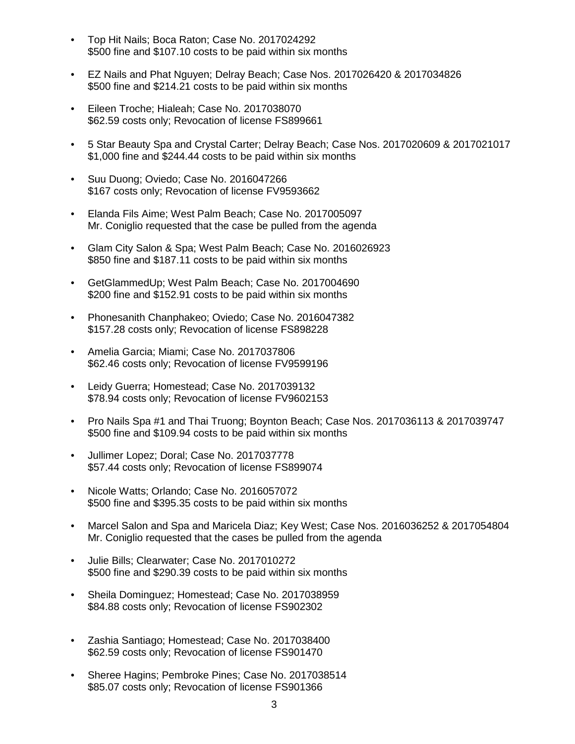- Top Hit Nails; Boca Raton; Case No. 2017024292
  $500 fine and $107.10 costs to be paid within six months

- EZ Nails and Phat Nguyen; Delray Beach; Case Nos. 2017026420 & 2017034826
  $500 fine and $214.21 costs to be paid within six months

- Eileen Troche; Hialeah; Case No. 2017038070
  $62.59 costs only; Revocation of license FS899661

- 5 Star Beauty Spa and Crystal Carter; Delray Beach; Case Nos. 2017020609 & 2017021017
  $1,000 fine and $244.44 costs to be paid within six months

- Suu Duong; Oviedo; Case No. 2016047266
  $167 costs only; Revocation of license FV9593662

- Elanda Fils Aime; West Palm Beach; Case No. 2017005097
  Mr. Coniglio requested that the case be pulled from the agenda

- Glam City Salon & Spa; West Palm Beach; Case No. 2016026923
  $850 fine and $187.11 costs to be paid within six months

- GetGlammedUp; West Palm Beach; Case No. 2017004690
  $200 fine and $152.91 costs to be paid within six months

- Phonesanith Chanphakeo; Oviedo; Case No. 2016047382
  $157.28 costs only; Revocation of license FS898228

- Amelia Garcia; Miami; Case No. 2017037806
  $62.46 costs only; Revocation of license FV9599196

- Leidy Guerra; Homestead; Case No. 2017039132
  $78.94 costs only; Revocation of license FV9602153

- Pro Nails Spa #1 and Thai Truong; Boynton Beach; Case Nos. 2017036113 & 2017039747
  $500 fine and $109.94 costs to be paid within six months

- Jullimer Lopez; Doral; Case No. 2017037778
  $57.44 costs only; Revocation of license FS899074

- Nicole Watts; Orlando; Case No. 2016057072
  $500 fine and $395.35 costs to be paid within six months

- Marcel Salon and Spa and Maricela Diaz; Key West; Case Nos. 2016036252 & 2017054804
  Mr. Coniglio requested that the cases be pulled from the agenda

- Julie Bills; Clearwater; Case No. 2017010272
  $500 fine and $290.39 costs to be paid within six months

- Sheila Dominguez; Homestead; Case No. 2017038959
  $84.88 costs only; Revocation of license FS902302

- Zashia Santiago; Homestead; Case No. 2017038400
  $62.59 costs only; Revocation of license FS901470

- Sheree Hagins; Pembroke Pines; Case No. 2017038514
  $85.07 costs only; Revocation of license FS901366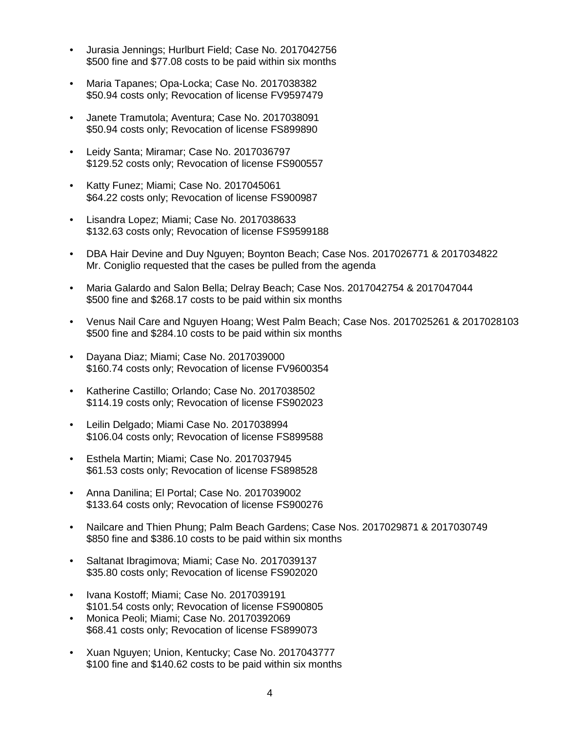- Jurasia Jennings; Hurlburt Field; Case No. 2017042756
  $500 fine and $77.08 costs to be paid within six months

- Maria Tapanes; Opa-Locka; Case No. 2017038382
  $50.94 costs only; Revocation of license FV9597479

- Janete Tramutola; Aventura; Case No. 2017038091
  $50.94 costs only; Revocation of license FS899890

- Leidy Santa; Miramar; Case No. 2017036797
  $129.52 costs only; Revocation of license FS900557

- Katty Funez; Miami; Case No. 2017045061
  $64.22 costs only; Revocation of license FS900987

- Lisandra Lopez; Miami; Case No. 2017038633
  $132.63 costs only; Revocation of license FS9599188

- DBA Hair Devine and Duy Nguyen; Boynton Beach; Case Nos. 2017026771 & 2017034822
  Mr. Coniglio requested that the cases be pulled from the agenda

- Maria Galardo and Salon Bella; Delray Beach; Case Nos. 2017042754 & 2017047044
  $500 fine and $268.17 costs to be paid within six months

- Venus Nail Care and Nguyen Hoang; West Palm Beach; Case Nos. 2017025261 & 2017028103
  $500 fine and $284.10 costs to be paid within six months

- Dayana Diaz; Miami; Case No. 2017039000
  $160.74 costs only; Revocation of license FV9600354

- Katherine Castillo; Orlando; Case No. 2017038502
  $114.19 costs only; Revocation of license FS902023

- Leilin Delgado; Miami Case No. 2017038994
  $106.04 costs only; Revocation of license FS899588

- Esthela Martin; Miami; Case No. 2017037945
  $61.53 costs only; Revocation of license FS898528

- Anna Danilina; El Portal; Case No. 2017039002
  $133.64 costs only; Revocation of license FS900276

- Nailcare and Thien Phung; Palm Beach Gardens; Case Nos. 2017029871 & 2017030749
  $850 fine and $386.10 costs to be paid within six months

- Saltanat Ibragimova; Miami; Case No. 2017039137
  $35.80 costs only; Revocation of license FS902020

- Ivana Kostoff; Miami; Case No. 2017039191
  $101.54 costs only; Revocation of license FS900805
- Monica Peoli; Miami; Case No. 20170392069
  $68.41 costs only; Revocation of license FS899073

- Xuan Nguyen; Union, Kentucky; Case No. 2017043777
  $100 fine and $140.62 costs to be paid within six months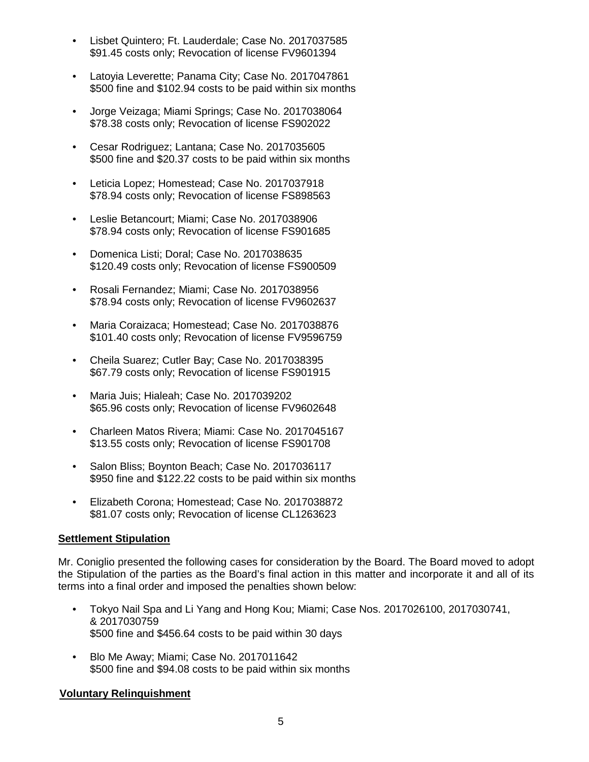- Lisbet Quintero; Ft. Lauderdale; Case No. 2017037585
  $91.45 costs only; Revocation of license FV9601394

- Latoyia Leverette; Panama City; Case No. 2017047861
  $500 fine and $102.94 costs to be paid within six months

- Jorge Veizaga; Miami Springs; Case No. 2017038064
  $78.38 costs only; Revocation of license FS902022

- Cesar Rodriguez; Lantana; Case No. 2017035605
  $500 fine and $20.37 costs to be paid within six months

- Leticia Lopez; Homestead; Case No. 2017037918
  $78.94 costs only; Revocation of license FS898563

- Leslie Betancourt; Miami; Case No. 2017038906
  $78.94 costs only; Revocation of license FS901685

- Domenica Listi; Doral; Case No. 2017038635
  $120.49 costs only; Revocation of license FS900509

- Rosali Fernandez; Miami; Case No. 2017038956
  $78.94 costs only; Revocation of license FV9602637

- Maria Coraizaca; Homestead; Case No. 2017038876
  $101.40 costs only; Revocation of license FV9596759

- Cheila Suarez; Cutler Bay; Case No. 2017038395
  $67.79 costs only; Revocation of license FS901915

- Maria Juis; Hialeah; Case No. 2017039202
  $65.96 costs only; Revocation of license FV9602648

- Charleen Matos Rivera; Miami: Case No. 2017045167
  $13.55 costs only; Revocation of license FS901708

- Salon Bliss; Boynton Beach; Case No. 2017036117
  $950 fine and $122.22 costs to be paid within six months

- Elizabeth Corona; Homestead; Case No. 2017038872
  $81.07 costs only; Revocation of license CL1263623

**Settlement Stipulation**

Mr. Coniglio presented the following cases for consideration by the Board. The Board moved to adopt the Stipulation of the parties as the Board's final action in this matter and incorporate it and all of its terms into a final order and imposed the penalties shown below:

- Tokyo Nail Spa and Li Yang and Hong Kou; Miami; Case Nos. 2017026100, 2017030741, & 2017030759
  $500 fine and $456.64 costs to be paid within 30 days

- Blo Me Away; Miami; Case No. 2017011642
  $500 fine and $94.08 costs to be paid within six months

**Voluntary Relinquishment**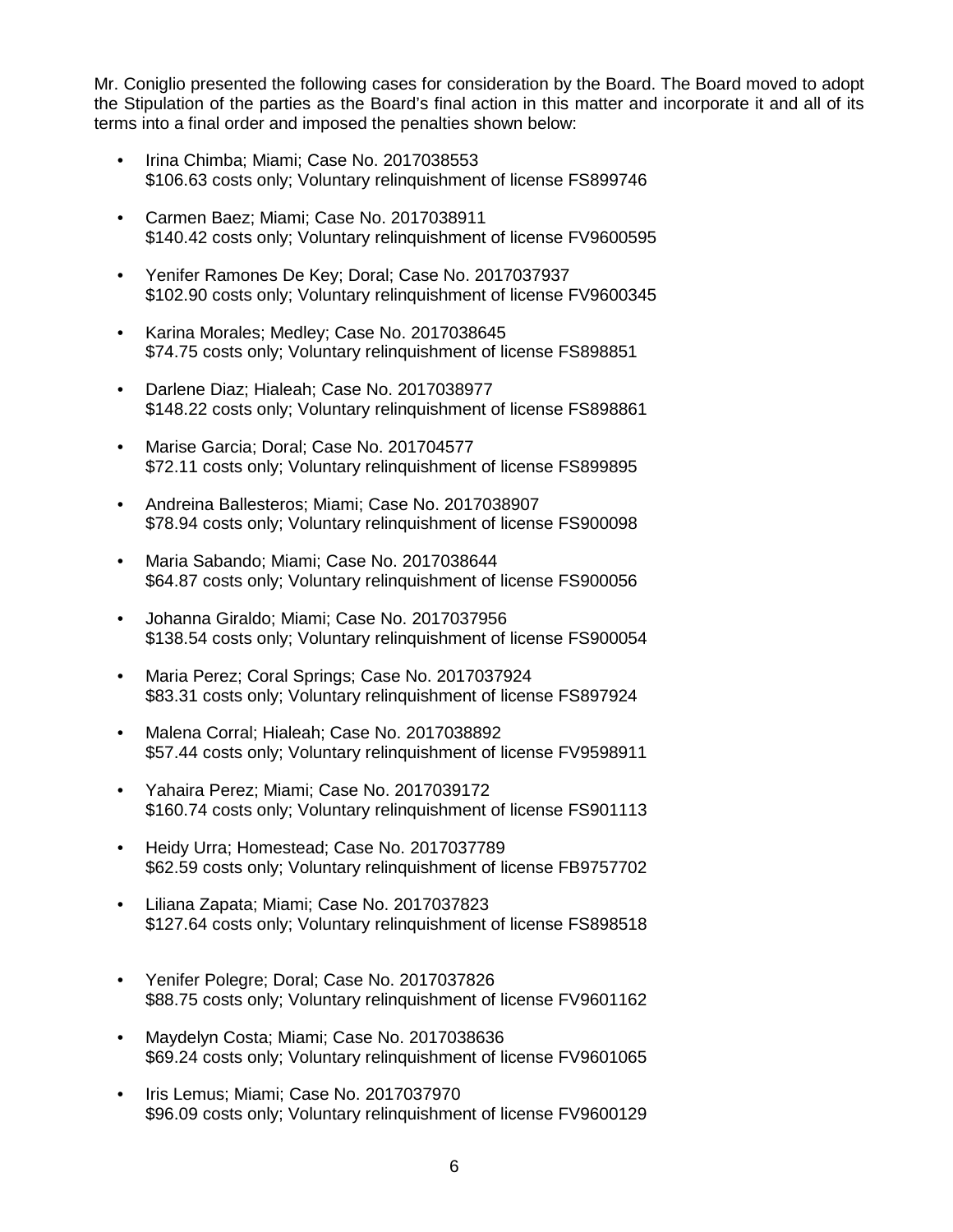Mr. Coniglio presented the following cases for consideration by the Board. The Board moved to adopt the Stipulation of the parties as the Board's final action in this matter and incorporate it and all of its terms into a final order and imposed the penalties shown below:

- Irina Chimba; Miami; Case No. 2017038553
  $106.63 costs only; Voluntary relinquishment of license FS899746

- Carmen Baez; Miami; Case No. 2017038911
  $140.42 costs only; Voluntary relinquishment of license FV9600595

- Yenifer Ramones De Key; Doral; Case No. 2017037937
  $102.90 costs only; Voluntary relinquishment of license FV9600345

- Karina Morales; Medley; Case No. 2017038645
  $74.75 costs only; Voluntary relinquishment of license FS898851

- Darlene Diaz; Hialeah; Case No. 2017038977
  $148.22 costs only; Voluntary relinquishment of license FS898861

- Marise Garcia; Doral; Case No. 201704577
  $72.11 costs only; Voluntary relinquishment of license FS899895

- Andreina Ballesteros; Miami; Case No. 2017038907
  $78.94 costs only; Voluntary relinquishment of license FS900098

- Maria Sabando; Miami; Case No. 2017038644
  $64.87 costs only; Voluntary relinquishment of license FS900056

- Johanna Giraldo; Miami; Case No. 2017037956
  $138.54 costs only; Voluntary relinquishment of license FS900054

- Maria Perez; Coral Springs; Case No. 2017037924
  $83.31 costs only; Voluntary relinquishment of license FS897924

- Malena Corral; Hialeah; Case No. 2017038892
  $57.44 costs only; Voluntary relinquishment of license FV9598911

- Yahaira Perez; Miami; Case No. 2017039172
  $160.74 costs only; Voluntary relinquishment of license FS901113

- Heidy Urra; Homestead; Case No. 2017037789
  $62.59 costs only; Voluntary relinquishment of license FB9757702

- Liliana Zapata; Miami; Case No. 2017037823
  $127.64 costs only; Voluntary relinquishment of license FS898518

- Yenifer Polegre; Doral; Case No. 2017037826
  $88.75 costs only; Voluntary relinquishment of license FV9601162

- Maydelyn Costa; Miami; Case No. 2017038636
  $69.24 costs only; Voluntary relinquishment of license FV9601065

- Iris Lemus; Miami; Case No. 2017037970
  $96.09 costs only; Voluntary relinquishment of license FV9600129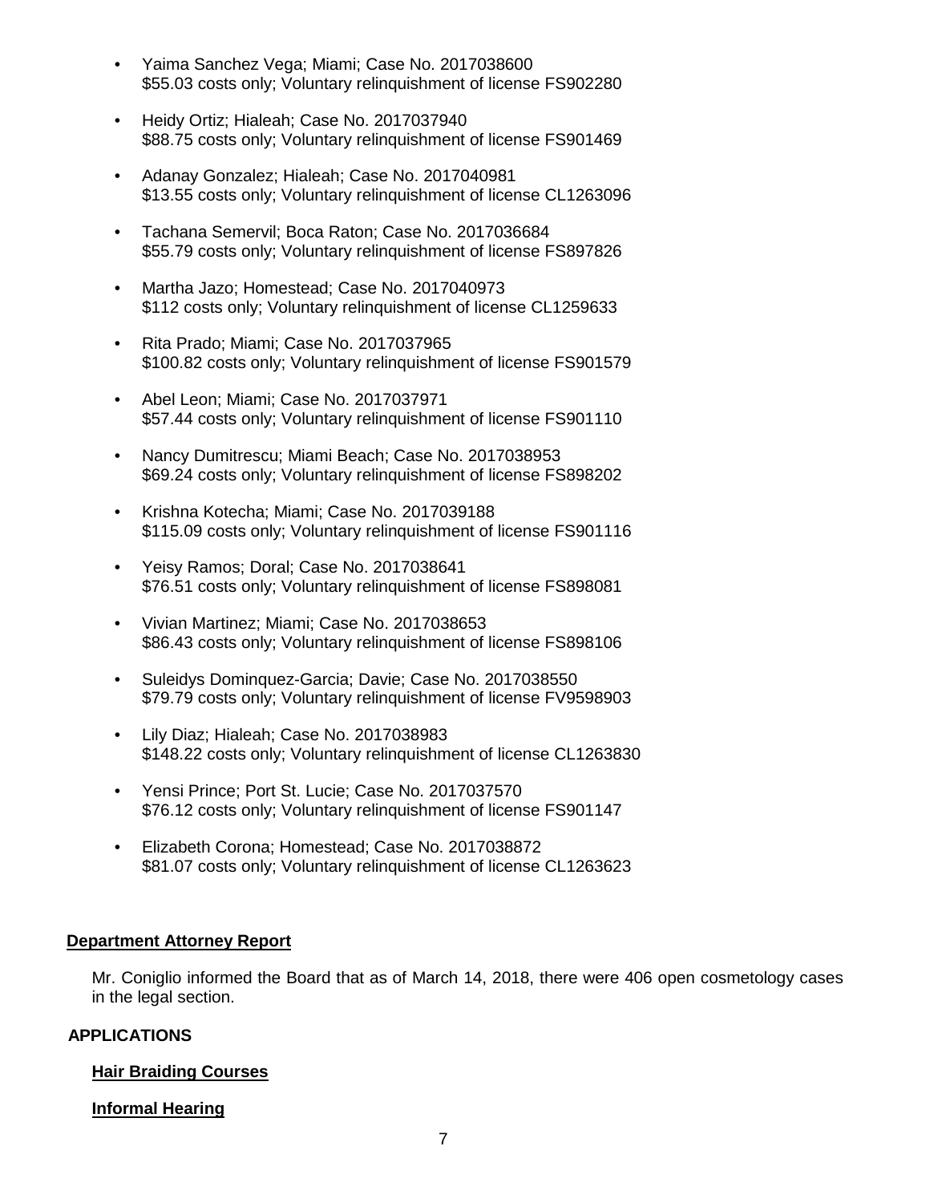- Yaima Sanchez Vega; Miami; Case No. 2017038600
  $55.03 costs only; Voluntary relinquishment of license FS902280

- Heidy Ortiz; Hialeah; Case No. 2017037940
  $88.75 costs only; Voluntary relinquishment of license FS901469

- Adanay Gonzalez; Hialeah; Case No. 2017040981
  $13.55 costs only; Voluntary relinquishment of license CL1263096

- Tachana Semervil; Boca Raton; Case No. 2017036684
  $55.79 costs only; Voluntary relinquishment of license FS897826

- Martha Jazo; Homestead; Case No. 2017040973
  $112 costs only; Voluntary relinquishment of license CL1259633

- Rita Prado; Miami; Case No. 2017037965
  $100.82 costs only; Voluntary relinquishment of license FS901579

- Abel Leon; Miami; Case No. 2017037971
  $57.44 costs only; Voluntary relinquishment of license FS901110

- Nancy Dumitrescu; Miami Beach; Case No. 2017038953
  $69.24 costs only; Voluntary relinquishment of license FS898202

- Krishna Kotecha; Miami; Case No. 2017039188
  $115.09 costs only; Voluntary relinquishment of license FS901116

- Yeisy Ramos; Doral; Case No. 2017038641
  $76.51 costs only; Voluntary relinquishment of license FS898081

- Vivian Martinez; Miami; Case No. 2017038653
  $86.43 costs only; Voluntary relinquishment of license FS898106

- Suleidys Dominquez-Garcia; Davie; Case No. 2017038550
  $79.79 costs only; Voluntary relinquishment of license FV9598903

- Lily Diaz; Hialeah; Case No. 2017038983
  $148.22 costs only; Voluntary relinquishment of license CL1263830

- Yensi Prince; Port St. Lucie; Case No. 2017037570
  $76.12 costs only; Voluntary relinquishment of license FS901147

- Elizabeth Corona; Homestead; Case No. 2017038872
  $81.07 costs only; Voluntary relinquishment of license CL1263623

**Department Attorney Report**

Mr. Coniglio informed the Board that as of March 14, 2018, there were 406 open cosmetology cases in the legal section.

## APPLICATIONS

**Hair Braiding Courses**

**Informal Hearing**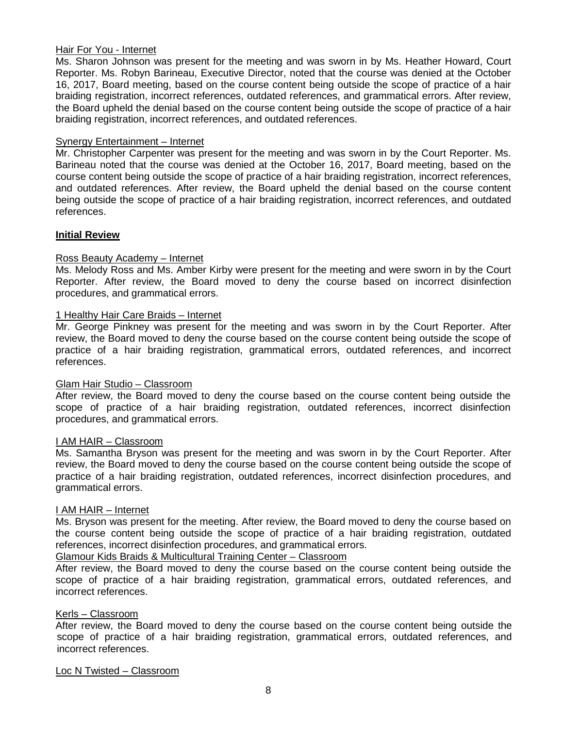Hair For You - Internet

Ms. Sharon Johnson was present for the meeting and was sworn in by Ms. Heather Howard, Court Reporter. Ms. Robyn Barineau, Executive Director, noted that the course was denied at the October 16, 2017, Board meeting, based on the course content being outside the scope of practice of a hair braiding registration, incorrect references, outdated references, and grammatical errors. After review, the Board upheld the denial based on the course content being outside the scope of practice of a hair braiding registration, incorrect references, and outdated references.

Synergy Entertainment – Internet

Mr. Christopher Carpenter was present for the meeting and was sworn in by the Court Reporter. Ms. Barineau noted that the course was denied at the October 16, 2017, Board meeting, based on the course content being outside the scope of practice of a hair braiding registration, incorrect references, and outdated references. After review, the Board upheld the denial based on the course content being outside the scope of practice of a hair braiding registration, incorrect references, and outdated references.

**Initial Review**

Ross Beauty Academy – Internet

Ms. Melody Ross and Ms. Amber Kirby were present for the meeting and were sworn in by the Court Reporter. After review, the Board moved to deny the course based on incorrect disinfection procedures, and grammatical errors.

1 Healthy Hair Care Braids – Internet

Mr. George Pinkney was present for the meeting and was sworn in by the Court Reporter. After review, the Board moved to deny the course based on the course content being outside the scope of practice of a hair braiding registration, grammatical errors, outdated references, and incorrect references.

Glam Hair Studio – Classroom

After review, the Board moved to deny the course based on the course content being outside the scope of practice of a hair braiding registration, outdated references, incorrect disinfection procedures, and grammatical errors.

I AM HAIR – Classroom

Ms. Samantha Bryson was present for the meeting and was sworn in by the Court Reporter. After review, the Board moved to deny the course based on the course content being outside the scope of practice of a hair braiding registration, outdated references, incorrect disinfection procedures, and grammatical errors.

I AM HAIR – Internet

Ms. Bryson was present for the meeting. After review, the Board moved to deny the course based on the course content being outside the scope of practice of a hair braiding registration, outdated references, incorrect disinfection procedures, and grammatical errors.

Glamour Kids Braids & Multicultural Training Center – Classroom

After review, the Board moved to deny the course based on the course content being outside the scope of practice of a hair braiding registration, grammatical errors, outdated references, and incorrect references.

Kerls – Classroom

After review, the Board moved to deny the course based on the course content being outside the scope of practice of a hair braiding registration, grammatical errors, outdated references, and incorrect references.

Loc N Twisted – Classroom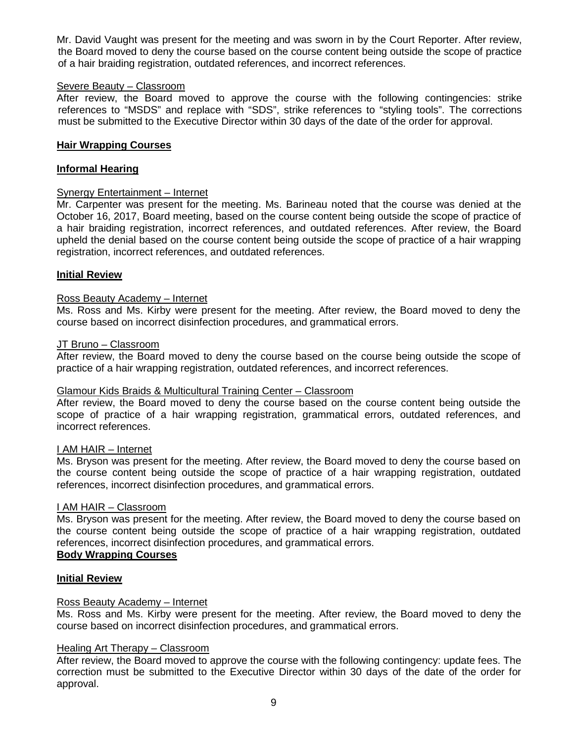Mr. David Vaught was present for the meeting and was sworn in by the Court Reporter. After review, the Board moved to deny the course based on the course content being outside the scope of practice of a hair braiding registration, outdated references, and incorrect references.

Severe Beauty – Classroom

After review, the Board moved to approve the course with the following contingencies: strike references to "MSDS" and replace with "SDS", strike references to "styling tools". The corrections must be submitted to the Executive Director within 30 days of the date of the order for approval.

**Hair Wrapping Courses**

**Informal Hearing**

Synergy Entertainment – Internet

Mr. Carpenter was present for the meeting. Ms. Barineau noted that the course was denied at the October 16, 2017, Board meeting, based on the course content being outside the scope of practice of a hair braiding registration, incorrect references, and outdated references. After review, the Board upheld the denial based on the course content being outside the scope of practice of a hair wrapping registration, incorrect references, and outdated references.

**Initial Review**

Ross Beauty Academy – Internet

Ms. Ross and Ms. Kirby were present for the meeting. After review, the Board moved to deny the course based on incorrect disinfection procedures, and grammatical errors.

JT Bruno – Classroom

After review, the Board moved to deny the course based on the course being outside the scope of practice of a hair wrapping registration, outdated references, and incorrect references.

Glamour Kids Braids & Multicultural Training Center – Classroom

After review, the Board moved to deny the course based on the course content being outside the scope of practice of a hair wrapping registration, grammatical errors, outdated references, and incorrect references.

I AM HAIR – Internet

Ms. Bryson was present for the meeting. After review, the Board moved to deny the course based on the course content being outside the scope of practice of a hair wrapping registration, outdated references, incorrect disinfection procedures, and grammatical errors.

I AM HAIR – Classroom

Ms. Bryson was present for the meeting. After review, the Board moved to deny the course based on the course content being outside the scope of practice of a hair wrapping registration, outdated references, incorrect disinfection procedures, and grammatical errors.

**Body Wrapping Courses**

**Initial Review**

Ross Beauty Academy – Internet

Ms. Ross and Ms. Kirby were present for the meeting. After review, the Board moved to deny the course based on incorrect disinfection procedures, and grammatical errors.

Healing Art Therapy – Classroom

After review, the Board moved to approve the course with the following contingency: update fees. The correction must be submitted to the Executive Director within 30 days of the date of the order for approval.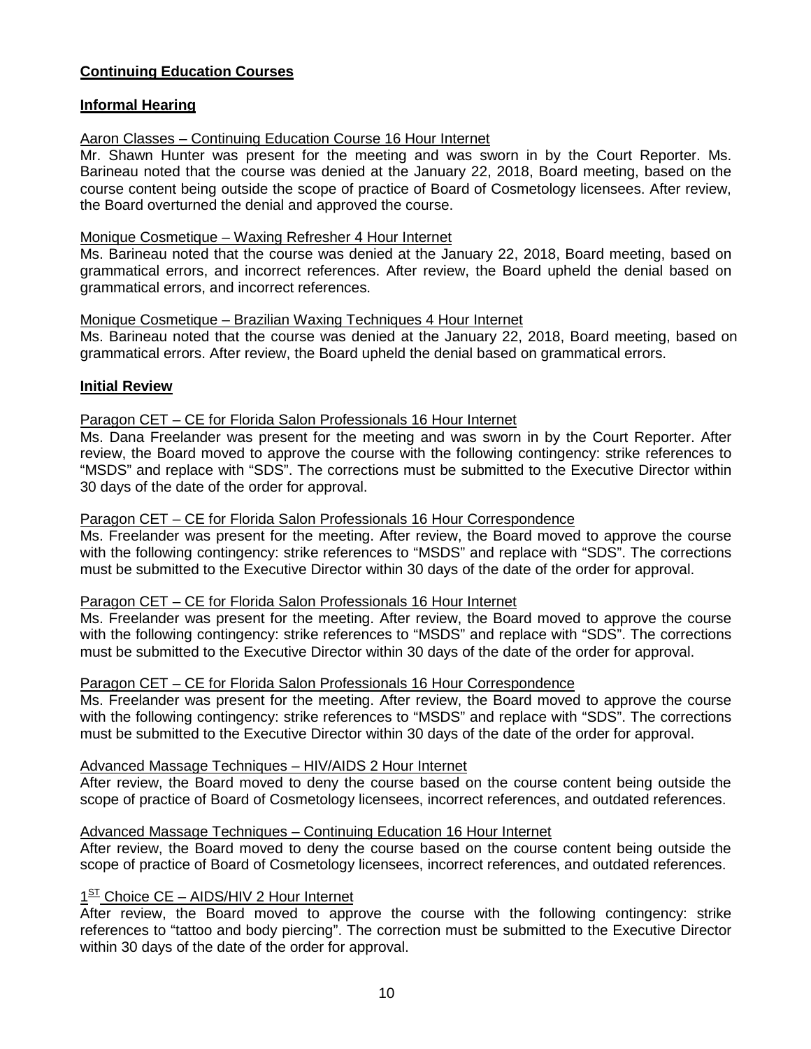**Continuing Education Courses**

**Informal Hearing**

Aaron Classes – Continuing Education Course 16 Hour Internet

Mr. Shawn Hunter was present for the meeting and was sworn in by the Court Reporter. Ms. Barineau noted that the course was denied at the January 22, 2018, Board meeting, based on the course content being outside the scope of practice of Board of Cosmetology licensees. After review, the Board overturned the denial and approved the course.

Monique Cosmetique – Waxing Refresher 4 Hour Internet

Ms. Barineau noted that the course was denied at the January 22, 2018, Board meeting, based on grammatical errors, and incorrect references. After review, the Board upheld the denial based on grammatical errors, and incorrect references.

Monique Cosmetique – Brazilian Waxing Techniques 4 Hour Internet

Ms. Barineau noted that the course was denied at the January 22, 2018, Board meeting, based on grammatical errors. After review, the Board upheld the denial based on grammatical errors.

**Initial Review**

Paragon CET – CE for Florida Salon Professionals 16 Hour Internet

Ms. Dana Freelander was present for the meeting and was sworn in by the Court Reporter. After review, the Board moved to approve the course with the following contingency: strike references to "MSDS" and replace with "SDS". The corrections must be submitted to the Executive Director within 30 days of the date of the order for approval.

Paragon CET – CE for Florida Salon Professionals 16 Hour Correspondence

Ms. Freelander was present for the meeting. After review, the Board moved to approve the course with the following contingency: strike references to "MSDS" and replace with "SDS". The corrections must be submitted to the Executive Director within 30 days of the date of the order for approval.

Paragon CET – CE for Florida Salon Professionals 16 Hour Internet

Ms. Freelander was present for the meeting. After review, the Board moved to approve the course with the following contingency: strike references to "MSDS" and replace with "SDS". The corrections must be submitted to the Executive Director within 30 days of the date of the order for approval.

Paragon CET – CE for Florida Salon Professionals 16 Hour Correspondence

Ms. Freelander was present for the meeting. After review, the Board moved to approve the course with the following contingency: strike references to "MSDS" and replace with "SDS". The corrections must be submitted to the Executive Director within 30 days of the date of the order for approval.

Advanced Massage Techniques – HIV/AIDS 2 Hour Internet

After review, the Board moved to deny the course based on the course content being outside the scope of practice of Board of Cosmetology licensees, incorrect references, and outdated references.

Advanced Massage Techniques – Continuing Education 16 Hour Internet

After review, the Board moved to deny the course based on the course content being outside the scope of practice of Board of Cosmetology licensees, incorrect references, and outdated references.

1ST Choice CE – AIDS/HIV 2 Hour Internet

After review, the Board moved to approve the course with the following contingency: strike references to "tattoo and body piercing". The correction must be submitted to the Executive Director within 30 days of the date of the order for approval.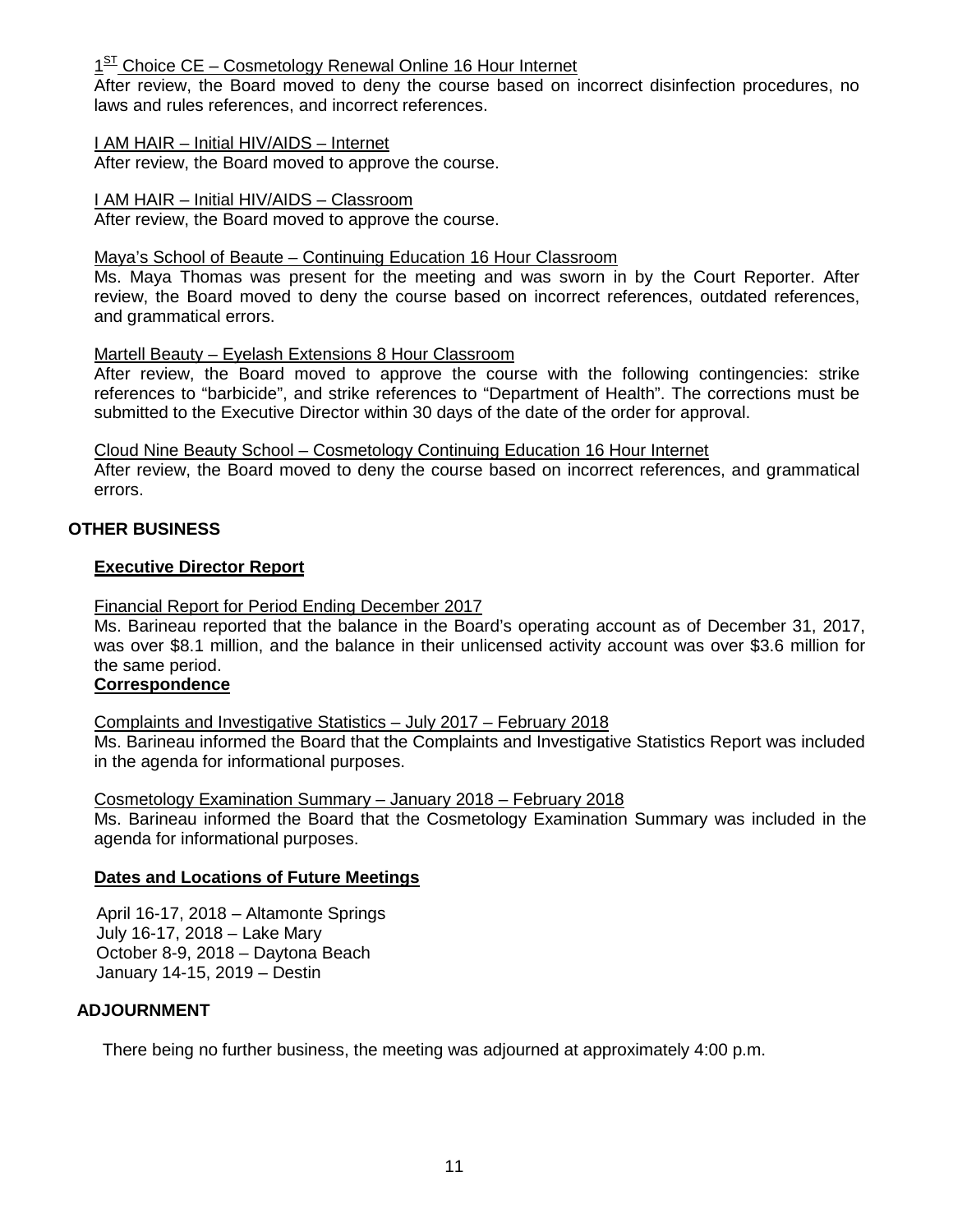1ST Choice CE – Cosmetology Renewal Online 16 Hour Internet

After review, the Board moved to deny the course based on incorrect disinfection procedures, no laws and rules references, and incorrect references.

I AM HAIR – Initial HIV/AIDS – Internet

After review, the Board moved to approve the course.

I AM HAIR – Initial HIV/AIDS – Classroom

After review, the Board moved to approve the course.

Maya's School of Beaute – Continuing Education 16 Hour Classroom

Ms. Maya Thomas was present for the meeting and was sworn in by the Court Reporter. After review, the Board moved to deny the course based on incorrect references, outdated references, and grammatical errors.

Martell Beauty – Eyelash Extensions 8 Hour Classroom

After review, the Board moved to approve the course with the following contingencies: strike references to "barbicide", and strike references to "Department of Health". The corrections must be submitted to the Executive Director within 30 days of the date of the order for approval.

Cloud Nine Beauty School – Cosmetology Continuing Education 16 Hour Internet

After review, the Board moved to deny the course based on incorrect references, and grammatical errors.

## OTHER BUSINESS

### Executive Director Report

Financial Report for Period Ending December 2017

Ms. Barineau reported that the balance in the Board's operating account as of December 31, 2017, was over $8.1 million, and the balance in their unlicensed activity account was over $3.6 million for the same period.

### Correspondence

Complaints and Investigative Statistics – July 2017 – February 2018

Ms. Barineau informed the Board that the Complaints and Investigative Statistics Report was included in the agenda for informational purposes.

Cosmetology Examination Summary – January 2018 – February 2018

Ms. Barineau informed the Board that the Cosmetology Examination Summary was included in the agenda for informational purposes.

### Dates and Locations of Future Meetings

April 16-17, 2018 – Altamonte Springs
July 16-17, 2018 – Lake Mary
October 8-9, 2018 – Daytona Beach
January 14-15, 2019 – Destin

## ADJOURNMENT

There being no further business, the meeting was adjourned at approximately 4:00 p.m.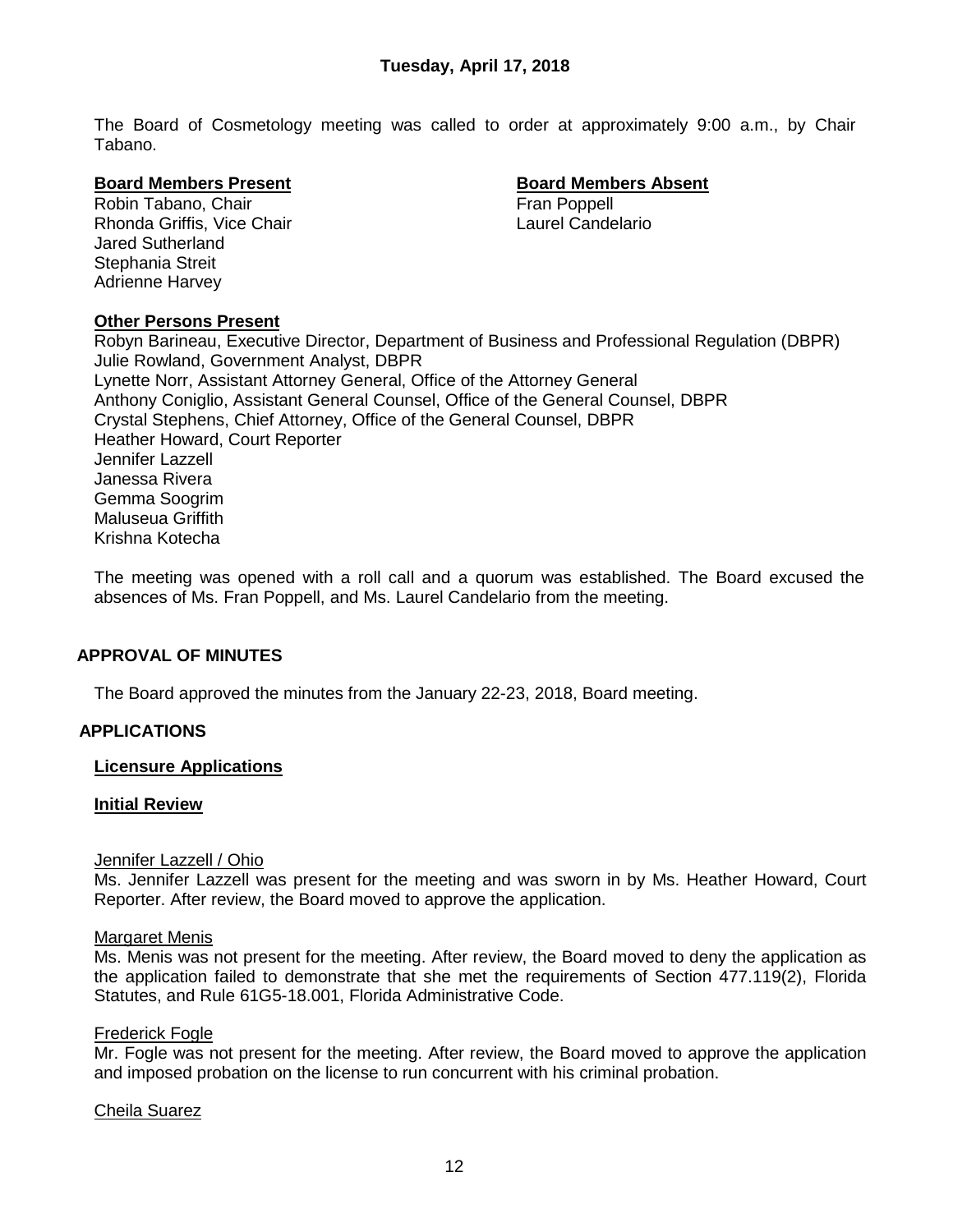**Tuesday, April 17, 2018**

The Board of Cosmetology meeting was called to order at approximately 9:00 a.m., by Chair Tabano.

**Board Members Present**

Robin Tabano, Chair
Rhonda Griffis, Vice Chair
Jared Sutherland
Stephania Streit
Adrienne Harvey

**Board Members Absent**

Fran Poppell
Laurel Candelario

**Other Persons Present**

Robyn Barineau, Executive Director, Department of Business and Professional Regulation (DBPR)
Julie Rowland, Government Analyst, DBPR
Lynette Norr, Assistant Attorney General, Office of the Attorney General
Anthony Coniglio, Assistant General Counsel, Office of the General Counsel, DBPR
Crystal Stephens, Chief Attorney, Office of the General Counsel, DBPR
Heather Howard, Court Reporter
Jennifer Lazzell
Janessa Rivera
Gemma Soogrim
Maluseua Griffith
Krishna Kotecha

The meeting was opened with a roll call and a quorum was established. The Board excused the absences of Ms. Fran Poppell, and Ms. Laurel Candelario from the meeting.

## APPROVAL OF MINUTES

The Board approved the minutes from the January 22-23, 2018, Board meeting.

## APPLICATIONS

### Licensure Applications

#### Initial Review

Jennifer Lazzell / Ohio

Ms. Jennifer Lazzell was present for the meeting and was sworn in by Ms. Heather Howard, Court Reporter. After review, the Board moved to approve the application.

Margaret Menis

Ms. Menis was not present for the meeting. After review, the Board moved to deny the application as the application failed to demonstrate that she met the requirements of Section 477.119(2), Florida Statutes, and Rule 61G5-18.001, Florida Administrative Code.

Frederick Fogle

Mr. Fogle was not present for the meeting. After review, the Board moved to approve the application and imposed probation on the license to run concurrent with his criminal probation.

Cheila Suarez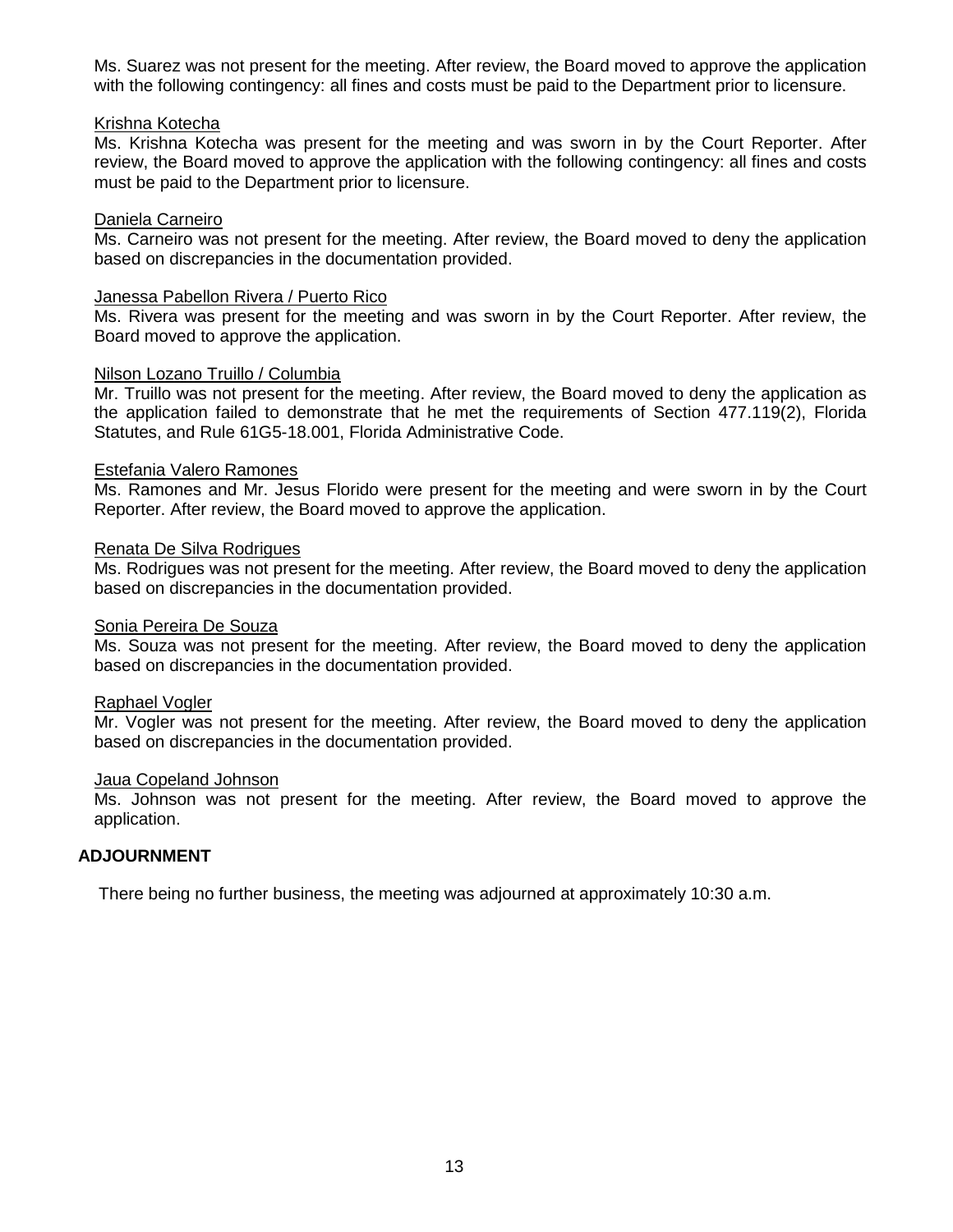Ms. Suarez was not present for the meeting. After review, the Board moved to approve the application with the following contingency: all fines and costs must be paid to the Department prior to licensure.

Krishna Kotecha

Ms. Krishna Kotecha was present for the meeting and was sworn in by the Court Reporter. After review, the Board moved to approve the application with the following contingency: all fines and costs must be paid to the Department prior to licensure.

Daniela Carneiro

Ms. Carneiro was not present for the meeting. After review, the Board moved to deny the application based on discrepancies in the documentation provided.

Janessa Pabellon Rivera / Puerto Rico

Ms. Rivera was present for the meeting and was sworn in by the Court Reporter. After review, the Board moved to approve the application.

Nilson Lozano Truillo / Columbia

Mr. Truillo was not present for the meeting. After review, the Board moved to deny the application as the application failed to demonstrate that he met the requirements of Section 477.119(2), Florida Statutes, and Rule 61G5-18.001, Florida Administrative Code.

Estefania Valero Ramones

Ms. Ramones and Mr. Jesus Florido were present for the meeting and were sworn in by the Court Reporter. After review, the Board moved to approve the application.

Renata De Silva Rodrigues

Ms. Rodrigues was not present for the meeting. After review, the Board moved to deny the application based on discrepancies in the documentation provided.

Sonia Pereira De Souza

Ms. Souza was not present for the meeting. After review, the Board moved to deny the application based on discrepancies in the documentation provided.

Raphael Vogler

Mr. Vogler was not present for the meeting. After review, the Board moved to deny the application based on discrepancies in the documentation provided.

Jaua Copeland Johnson

Ms. Johnson was not present for the meeting. After review, the Board moved to approve the application.

**ADJOURNMENT**

There being no further business, the meeting was adjourned at approximately 10:30 a.m.